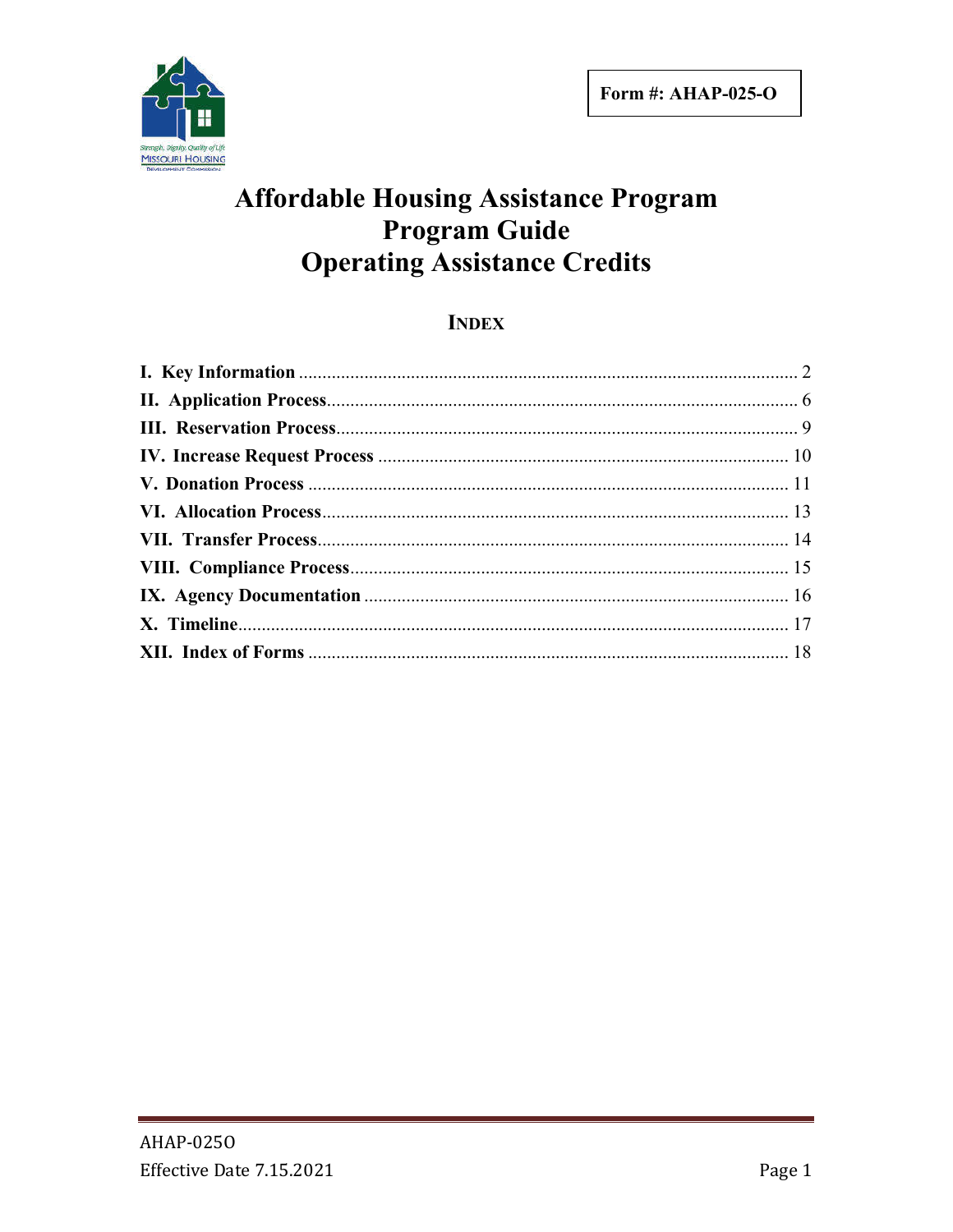**Form #: AHAP-025-O**

# Affordable Housing Assistance Program
# Program Guide
# Operating Assistance Credits

## INDEX

| Section | Page |
|---|---|
| **I. Key Information** | 2 |
| **II. Application Process** | 6 |
| **III. Reservation Process** | 9 |
| **IV. Increase Request Process** | 10 |
| **V. Donation Process** | 11 |
| **VI. Allocation Process** | 13 |
| **VII. Transfer Process** | 14 |
| **VIII. Compliance Process** | 15 |
| **IX. Agency Documentation** | 16 |
| **X. Timeline** | 17 |
| **XII. Index of Forms** | 18 |

AHAP-025O
Effective Date 7.15.2021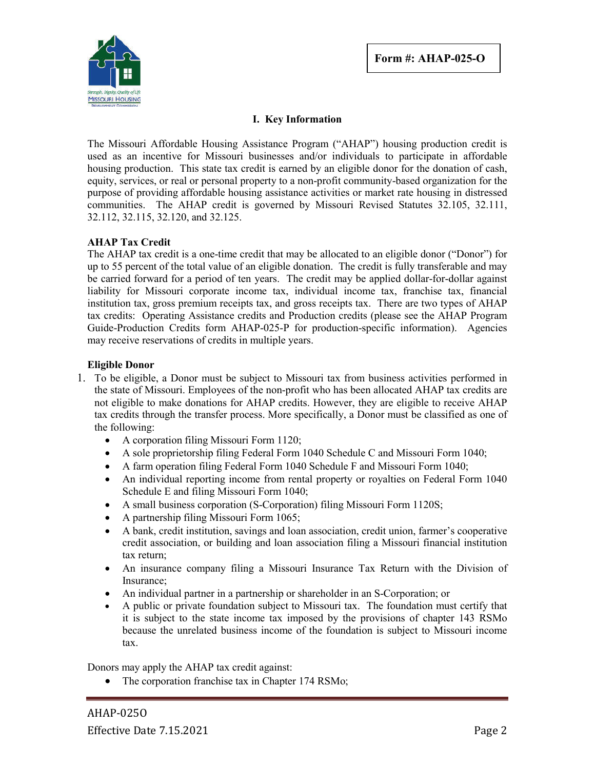Form #: AHAP-025-O

## I. Key Information

The Missouri Affordable Housing Assistance Program ("AHAP") housing production credit is used as an incentive for Missouri businesses and/or individuals to participate in affordable housing production. This state tax credit is earned by an eligible donor for the donation of cash, equity, services, or real or personal property to a non-profit community-based organization for the purpose of providing affordable housing assistance activities or market rate housing in distressed communities. The AHAP credit is governed by Missouri Revised Statutes 32.105, 32.111, 32.112, 32.115, 32.120, and 32.125.

**AHAP Tax Credit**

The AHAP tax credit is a one-time credit that may be allocated to an eligible donor ("Donor") for up to 55 percent of the total value of an eligible donation. The credit is fully transferable and may be carried forward for a period of ten years. The credit may be applied dollar-for-dollar against liability for Missouri corporate income tax, individual income tax, franchise tax, financial institution tax, gross premium receipts tax, and gross receipts tax. There are two types of AHAP tax credits: Operating Assistance credits and Production credits (please see the AHAP Program Guide-Production Credits form AHAP-025-P for production-specific information). Agencies may receive reservations of credits in multiple years.

**Eligible Donor**

1. To be eligible, a Donor must be subject to Missouri tax from business activities performed in the state of Missouri. Employees of the non-profit who has been allocated AHAP tax credits are not eligible to make donations for AHAP credits. However, they are eligible to receive AHAP tax credits through the transfer process. More specifically, a Donor must be classified as one of the following:
   - A corporation filing Missouri Form 1120;
   - A sole proprietorship filing Federal Form 1040 Schedule C and Missouri Form 1040;
   - A farm operation filing Federal Form 1040 Schedule F and Missouri Form 1040;
   - An individual reporting income from rental property or royalties on Federal Form 1040 Schedule E and filing Missouri Form 1040;
   - A small business corporation (S-Corporation) filing Missouri Form 1120S;
   - A partnership filing Missouri Form 1065;
   - A bank, credit institution, savings and loan association, credit union, farmer's cooperative credit association, or building and loan association filing a Missouri financial institution tax return;
   - An insurance company filing a Missouri Insurance Tax Return with the Division of Insurance;
   - An individual partner in a partnership or shareholder in an S-Corporation; or
   - A public or private foundation subject to Missouri tax. The foundation must certify that it is subject to the state income tax imposed by the provisions of chapter 143 RSMo because the unrelated business income of the foundation is subject to Missouri income tax.

Donors may apply the AHAP tax credit against:

- The corporation franchise tax in Chapter 174 RSMo;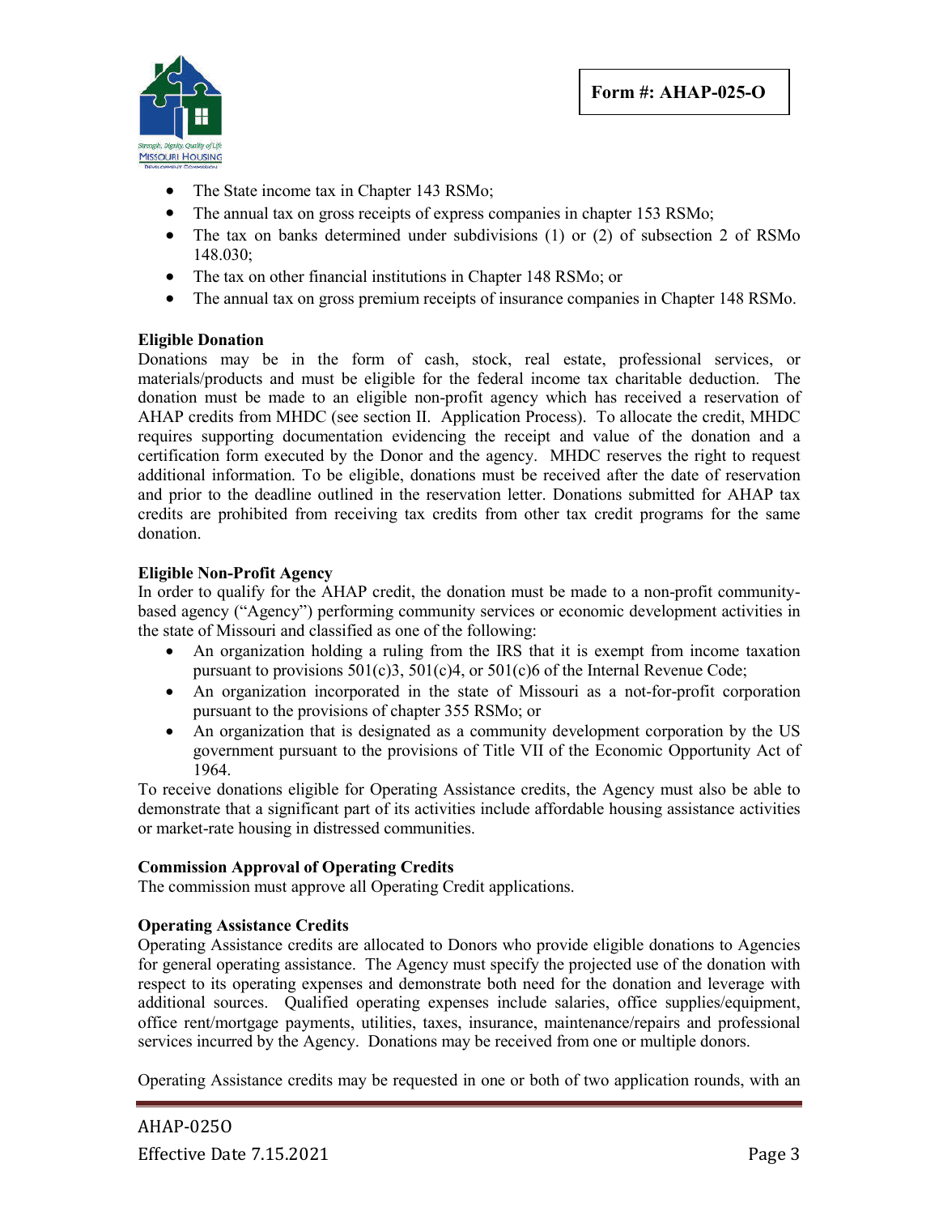- The State income tax in Chapter 143 RSMo;
- The annual tax on gross receipts of express companies in chapter 153 RSMo;
- The tax on banks determined under subdivisions (1) or (2) of subsection 2 of RSMo 148.030;
- The tax on other financial institutions in Chapter 148 RSMo; or
- The annual tax on gross premium receipts of insurance companies in Chapter 148 RSMo.

**Eligible Donation**

Donations may be in the form of cash, stock, real estate, professional services, or materials/products and must be eligible for the federal income tax charitable deduction. The donation must be made to an eligible non-profit agency which has received a reservation of AHAP credits from MHDC (see section II. Application Process). To allocate the credit, MHDC requires supporting documentation evidencing the receipt and value of the donation and a certification form executed by the Donor and the agency. MHDC reserves the right to request additional information. To be eligible, donations must be received after the date of reservation and prior to the deadline outlined in the reservation letter. Donations submitted for AHAP tax credits are prohibited from receiving tax credits from other tax credit programs for the same donation.

**Eligible Non-Profit Agency**

In order to qualify for the AHAP credit, the donation must be made to a non-profit community-based agency ("Agency") performing community services or economic development activities in the state of Missouri and classified as one of the following:

- An organization holding a ruling from the IRS that it is exempt from income taxation pursuant to provisions 501(c)3, 501(c)4, or 501(c)6 of the Internal Revenue Code;
- An organization incorporated in the state of Missouri as a not-for-profit corporation pursuant to the provisions of chapter 355 RSMo; or
- An organization that is designated as a community development corporation by the US government pursuant to the provisions of Title VII of the Economic Opportunity Act of 1964.

To receive donations eligible for Operating Assistance credits, the Agency must also be able to demonstrate that a significant part of its activities include affordable housing assistance activities or market-rate housing in distressed communities.

**Commission Approval of Operating Credits**

The commission must approve all Operating Credit applications.

**Operating Assistance Credits**

Operating Assistance credits are allocated to Donors who provide eligible donations to Agencies for general operating assistance. The Agency must specify the projected use of the donation with respect to its operating expenses and demonstrate both need for the donation and leverage with additional sources. Qualified operating expenses include salaries, office supplies/equipment, office rent/mortgage payments, utilities, taxes, insurance, maintenance/repairs and professional services incurred by the Agency. Donations may be received from one or multiple donors.

Operating Assistance credits may be requested in one or both of two application rounds, with an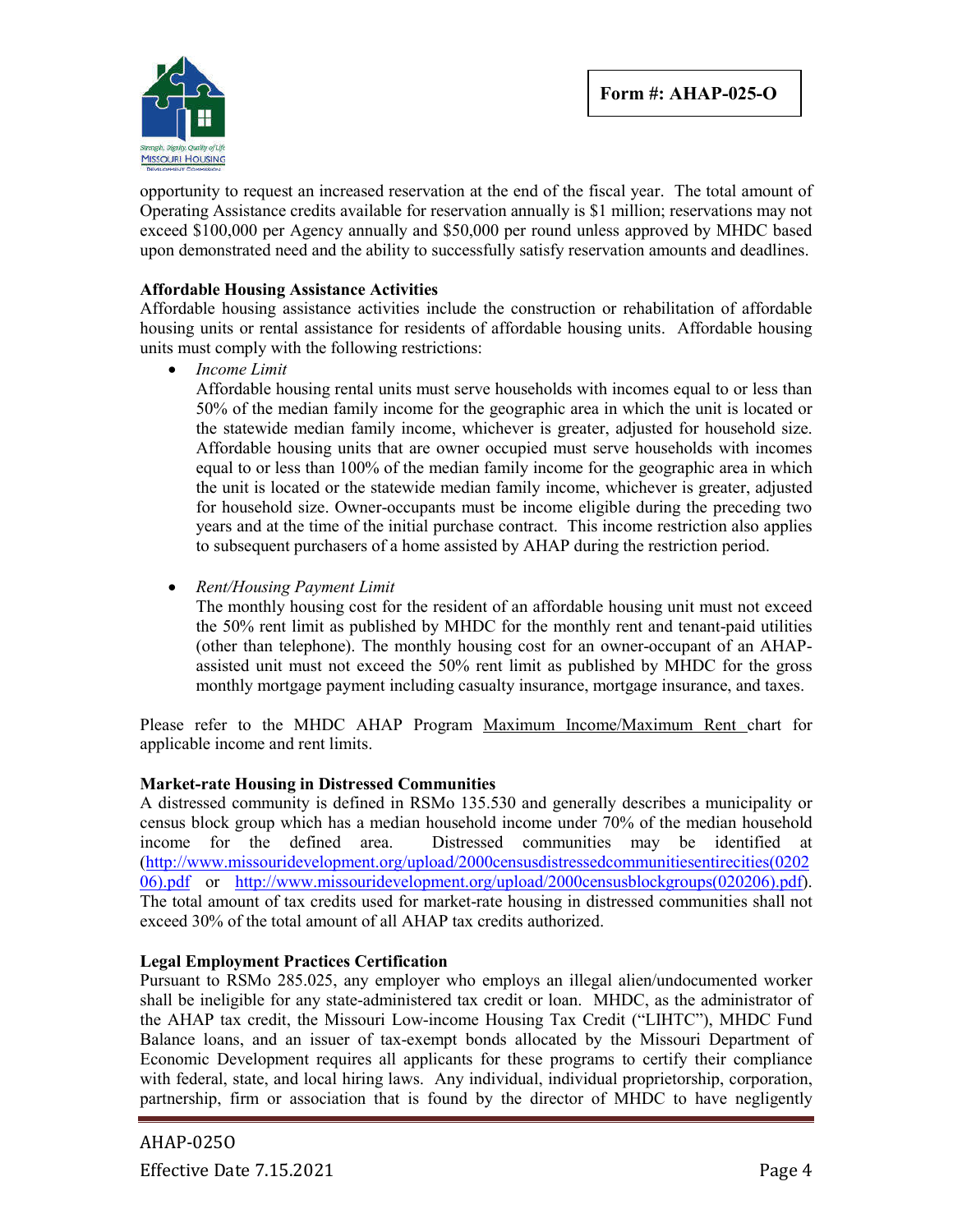opportunity to request an increased reservation at the end of the fiscal year. The total amount of Operating Assistance credits available for reservation annually is $1 million; reservations may not exceed $100,000 per Agency annually and $50,000 per round unless approved by MHDC based upon demonstrated need and the ability to successfully satisfy reservation amounts and deadlines.

**Affordable Housing Assistance Activities**

Affordable housing assistance activities include the construction or rehabilitation of affordable housing units or rental assistance for residents of affordable housing units. Affordable housing units must comply with the following restrictions:

- *Income Limit*

  Affordable housing rental units must serve households with incomes equal to or less than 50% of the median family income for the geographic area in which the unit is located or the statewide median family income, whichever is greater, adjusted for household size. Affordable housing units that are owner occupied must serve households with incomes equal to or less than 100% of the median family income for the geographic area in which the unit is located or the statewide median family income, whichever is greater, adjusted for household size. Owner-occupants must be income eligible during the preceding two years and at the time of the initial purchase contract. This income restriction also applies to subsequent purchasers of a home assisted by AHAP during the restriction period.

- *Rent/Housing Payment Limit*

  The monthly housing cost for the resident of an affordable housing unit must not exceed the 50% rent limit as published by MHDC for the monthly rent and tenant-paid utilities (other than telephone). The monthly housing cost for an owner-occupant of an AHAP-assisted unit must not exceed the 50% rent limit as published by MHDC for the gross monthly mortgage payment including casualty insurance, mortgage insurance, and taxes.

Please refer to the MHDC AHAP Program Maximum Income/Maximum Rent chart for applicable income and rent limits.

**Market-rate Housing in Distressed Communities**

A distressed community is defined in RSMo 135.530 and generally describes a municipality or census block group which has a median household income under 70% of the median household income for the defined area. Distressed communities may be identified at (http://www.missouridevelopment.org/upload/2000censusdistressedcommunitiesentirecities(020206).pdf or http://www.missouridevelopment.org/upload/2000censusblockgroups(020206).pdf). The total amount of tax credits used for market-rate housing in distressed communities shall not exceed 30% of the total amount of all AHAP tax credits authorized.

**Legal Employment Practices Certification**

Pursuant to RSMo 285.025, any employer who employs an illegal alien/undocumented worker shall be ineligible for any state-administered tax credit or loan. MHDC, as the administrator of the AHAP tax credit, the Missouri Low-income Housing Tax Credit ("LIHTC"), MHDC Fund Balance loans, and an issuer of tax-exempt bonds allocated by the Missouri Department of Economic Development requires all applicants for these programs to certify their compliance with federal, state, and local hiring laws. Any individual, individual proprietorship, corporation, partnership, firm or association that is found by the director of MHDC to have negligently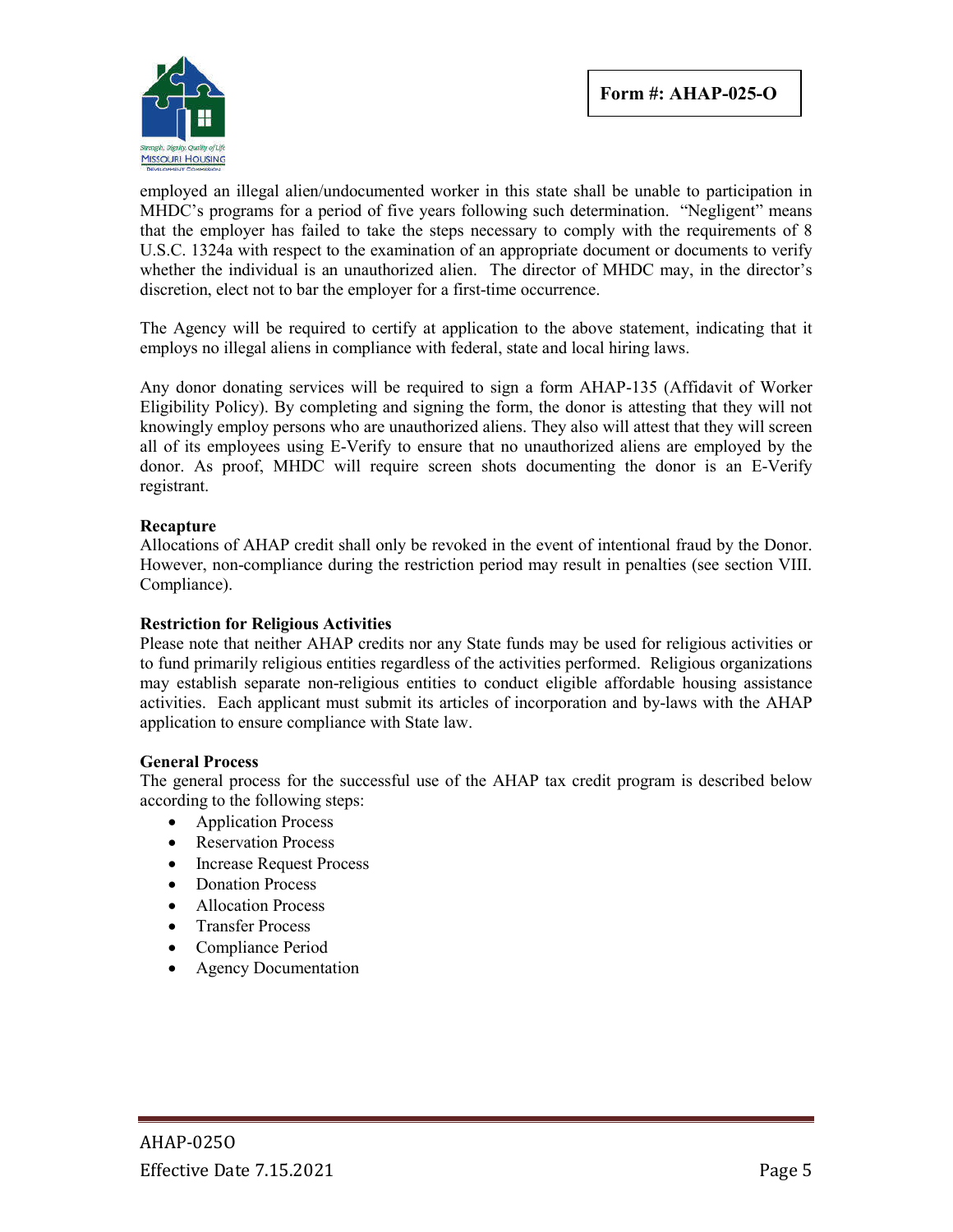employed an illegal alien/undocumented worker in this state shall be unable to participation in MHDC's programs for a period of five years following such determination. "Negligent" means that the employer has failed to take the steps necessary to comply with the requirements of 8 U.S.C. 1324a with respect to the examination of an appropriate document or documents to verify whether the individual is an unauthorized alien. The director of MHDC may, in the director's discretion, elect not to bar the employer for a first-time occurrence.

The Agency will be required to certify at application to the above statement, indicating that it employs no illegal aliens in compliance with federal, state and local hiring laws.

Any donor donating services will be required to sign a form AHAP-135 (Affidavit of Worker Eligibility Policy). By completing and signing the form, the donor is attesting that they will not knowingly employ persons who are unauthorized aliens. They also will attest that they will screen all of its employees using E-Verify to ensure that no unauthorized aliens are employed by the donor. As proof, MHDC will require screen shots documenting the donor is an E-Verify registrant.

**Recapture**

Allocations of AHAP credit shall only be revoked in the event of intentional fraud by the Donor. However, non-compliance during the restriction period may result in penalties (see section VIII. Compliance).

**Restriction for Religious Activities**

Please note that neither AHAP credits nor any State funds may be used for religious activities or to fund primarily religious entities regardless of the activities performed. Religious organizations may establish separate non-religious entities to conduct eligible affordable housing assistance activities. Each applicant must submit its articles of incorporation and by-laws with the AHAP application to ensure compliance with State law.

**General Process**

The general process for the successful use of the AHAP tax credit program is described below according to the following steps:

- Application Process
- Reservation Process
- Increase Request Process
- Donation Process
- Allocation Process
- Transfer Process
- Compliance Period
- Agency Documentation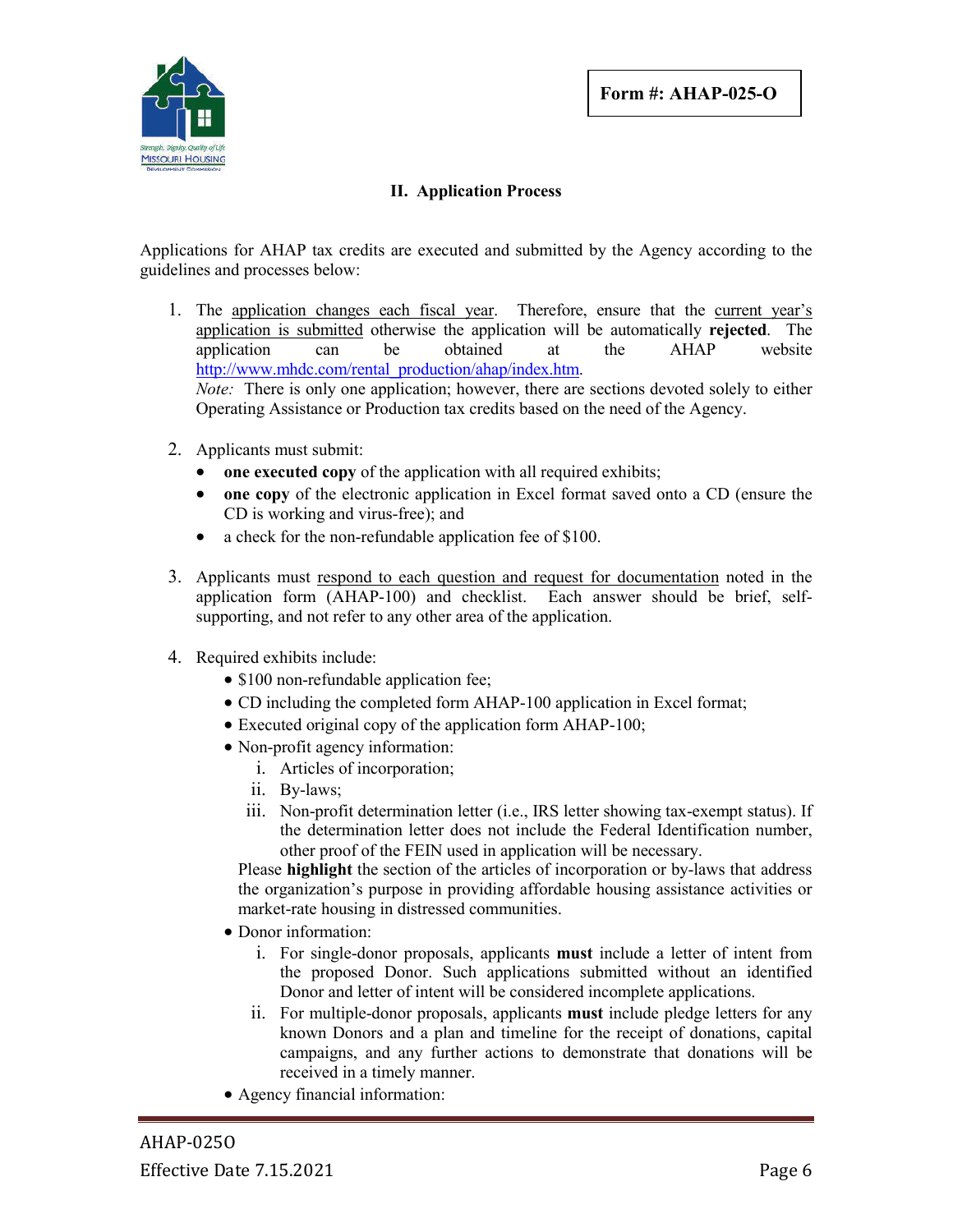**Form #: AHAP-025-O**

## II. Application Process

Applications for AHAP tax credits are executed and submitted by the Agency according to the guidelines and processes below:

1. The application changes each fiscal year. Therefore, ensure that the current year's application is submitted otherwise the application will be automatically **rejected**. The application can be obtained at the AHAP website http://www.mhdc.com/rental_production/ahap/index.htm.
   *Note:* There is only one application; however, there are sections devoted solely to either Operating Assistance or Production tax credits based on the need of the Agency.

2. Applicants must submit:
   - **one executed copy** of the application with all required exhibits;
   - **one copy** of the electronic application in Excel format saved onto a CD (ensure the CD is working and virus-free); and
   - a check for the non-refundable application fee of $100.

3. Applicants must respond to each question and request for documentation noted in the application form (AHAP-100) and checklist. Each answer should be brief, self-supporting, and not refer to any other area of the application.

4. Required exhibits include:
   - $100 non-refundable application fee;
   - CD including the completed form AHAP-100 application in Excel format;
   - Executed original copy of the application form AHAP-100;
   - Non-profit agency information:
     i. Articles of incorporation;
     ii. By-laws;
     iii. Non-profit determination letter (i.e., IRS letter showing tax-exempt status). If the determination letter does not include the Federal Identification number, other proof of the FEIN used in application will be necessary.

     Please **highlight** the section of the articles of incorporation or by-laws that address the organization's purpose in providing affordable housing assistance activities or market-rate housing in distressed communities.
   - Donor information:
     i. For single-donor proposals, applicants **must** include a letter of intent from the proposed Donor. Such applications submitted without an identified Donor and letter of intent will be considered incomplete applications.
     ii. For multiple-donor proposals, applicants **must** include pledge letters for any known Donors and a plan and timeline for the receipt of donations, capital campaigns, and any further actions to demonstrate that donations will be received in a timely manner.
   - Agency financial information:

AHAP-025O
Effective Date 7.15.2021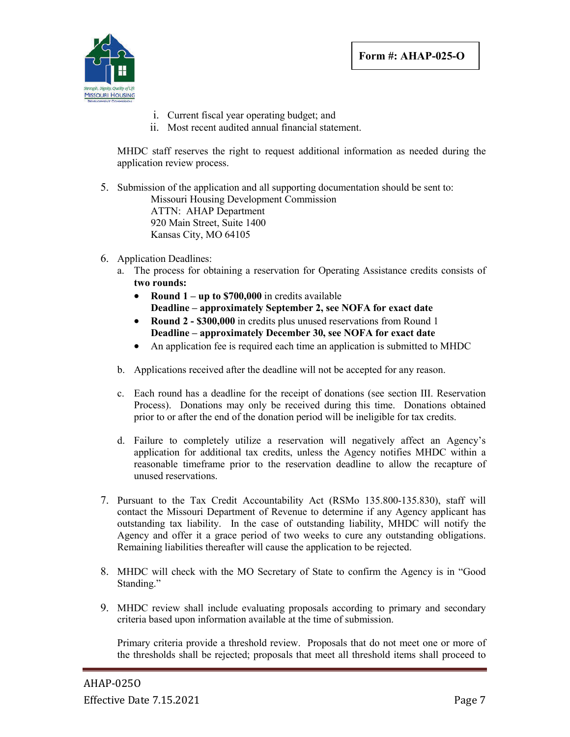i. Current fiscal year operating budget; and
ii. Most recent audited annual financial statement.

MHDC staff reserves the right to request additional information as needed during the application review process.

5. Submission of the application and all supporting documentation should be sent to:
   Missouri Housing Development Commission
   ATTN: AHAP Department
   920 Main Street, Suite 1400
   Kansas City, MO 64105

6. Application Deadlines:
   a. The process for obtaining a reservation for Operating Assistance credits consists of **two rounds:**
      - **Round 1 – up to $700,000** in credits available
        **Deadline – approximately September 2, see NOFA for exact date**
      - **Round 2 - $300,000** in credits plus unused reservations from Round 1
        **Deadline – approximately December 30, see NOFA for exact date**
      - An application fee is required each time an application is submitted to MHDC

   b. Applications received after the deadline will not be accepted for any reason.

   c. Each round has a deadline for the receipt of donations (see section III. Reservation Process). Donations may only be received during this time. Donations obtained prior to or after the end of the donation period will be ineligible for tax credits.

   d. Failure to completely utilize a reservation will negatively affect an Agency's application for additional tax credits, unless the Agency notifies MHDC within a reasonable timeframe prior to the reservation deadline to allow the recapture of unused reservations.

7. Pursuant to the Tax Credit Accountability Act (RSMo 135.800-135.830), staff will contact the Missouri Department of Revenue to determine if any Agency applicant has outstanding tax liability. In the case of outstanding liability, MHDC will notify the Agency and offer it a grace period of two weeks to cure any outstanding obligations. Remaining liabilities thereafter will cause the application to be rejected.

8. MHDC will check with the MO Secretary of State to confirm the Agency is in "Good Standing."

9. MHDC review shall include evaluating proposals according to primary and secondary criteria based upon information available at the time of submission.

   Primary criteria provide a threshold review. Proposals that do not meet one or more of the thresholds shall be rejected; proposals that meet all threshold items shall proceed to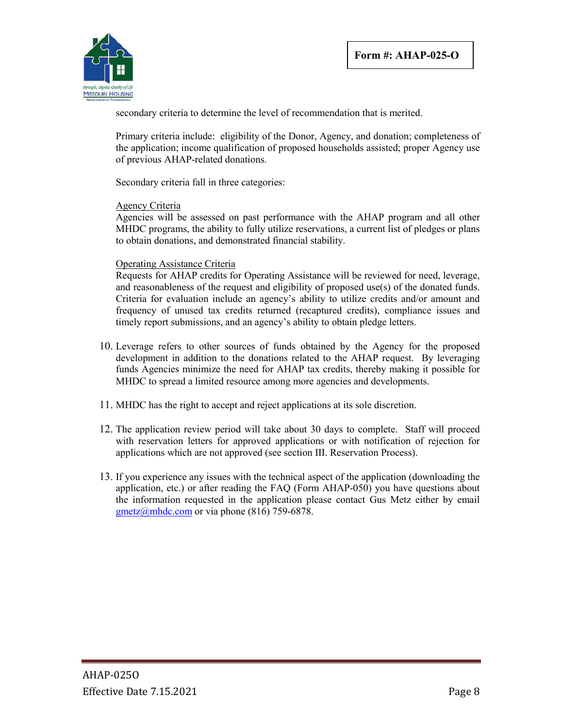secondary criteria to determine the level of recommendation that is merited.

Primary criteria include: eligibility of the Donor, Agency, and donation; completeness of the application; income qualification of proposed households assisted; proper Agency use of previous AHAP-related donations.

Secondary criteria fall in three categories:

<u>Agency Criteria</u>
Agencies will be assessed on past performance with the AHAP program and all other MHDC programs, the ability to fully utilize reservations, a current list of pledges or plans to obtain donations, and demonstrated financial stability.

<u>Operating Assistance Criteria</u>
Requests for AHAP credits for Operating Assistance will be reviewed for need, leverage, and reasonableness of the request and eligibility of proposed use(s) of the donated funds. Criteria for evaluation include an agency's ability to utilize credits and/or amount and frequency of unused tax credits returned (recaptured credits), compliance issues and timely report submissions, and an agency's ability to obtain pledge letters.

10. Leverage refers to other sources of funds obtained by the Agency for the proposed development in addition to the donations related to the AHAP request. By leveraging funds Agencies minimize the need for AHAP tax credits, thereby making it possible for MHDC to spread a limited resource among more agencies and developments.

11. MHDC has the right to accept and reject applications at its sole discretion.

12. The application review period will take about 30 days to complete. Staff will proceed with reservation letters for approved applications or with notification of rejection for applications which are not approved (see section III. Reservation Process).

13. If you experience any issues with the technical aspect of the application (downloading the application, etc.) or after reading the FAQ (Form AHAP-050) you have questions about the information requested in the application please contact Gus Metz either by email gmetz@mhdc.com or via phone (816) 759-6878.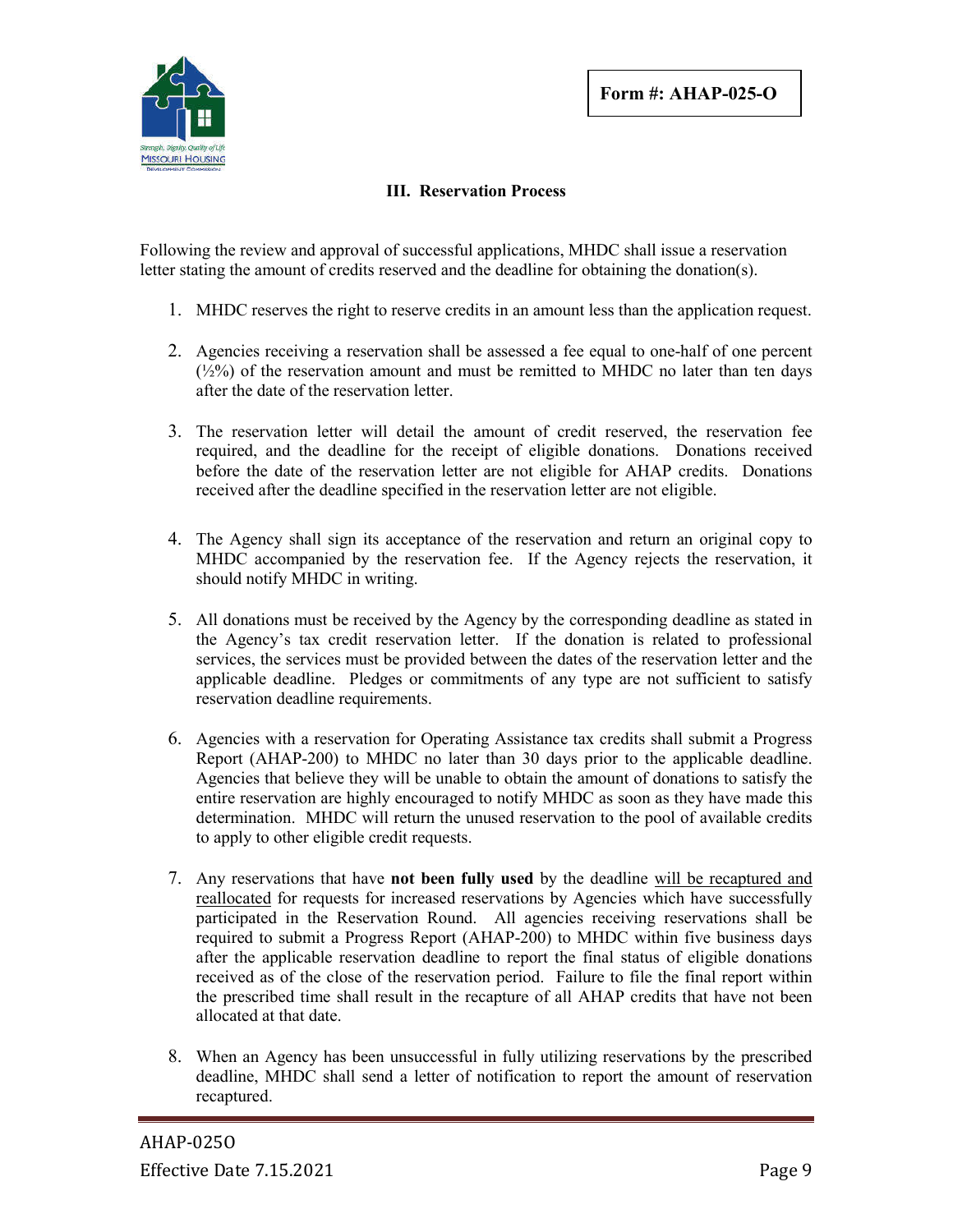Form #: AHAP-025-O

## III. Reservation Process

Following the review and approval of successful applications, MHDC shall issue a reservation letter stating the amount of credits reserved and the deadline for obtaining the donation(s).

1. MHDC reserves the right to reserve credits in an amount less than the application request.

2. Agencies receiving a reservation shall be assessed a fee equal to one-half of one percent (½%) of the reservation amount and must be remitted to MHDC no later than ten days after the date of the reservation letter.

3. The reservation letter will detail the amount of credit reserved, the reservation fee required, and the deadline for the receipt of eligible donations. Donations received before the date of the reservation letter are not eligible for AHAP credits. Donations received after the deadline specified in the reservation letter are not eligible.

4. The Agency shall sign its acceptance of the reservation and return an original copy to MHDC accompanied by the reservation fee. If the Agency rejects the reservation, it should notify MHDC in writing.

5. All donations must be received by the Agency by the corresponding deadline as stated in the Agency's tax credit reservation letter. If the donation is related to professional services, the services must be provided between the dates of the reservation letter and the applicable deadline. Pledges or commitments of any type are not sufficient to satisfy reservation deadline requirements.

6. Agencies with a reservation for Operating Assistance tax credits shall submit a Progress Report (AHAP-200) to MHDC no later than 30 days prior to the applicable deadline. Agencies that believe they will be unable to obtain the amount of donations to satisfy the entire reservation are highly encouraged to notify MHDC as soon as they have made this determination. MHDC will return the unused reservation to the pool of available credits to apply to other eligible credit requests.

7. Any reservations that have **not been fully used** by the deadline will be recaptured and reallocated for requests for increased reservations by Agencies which have successfully participated in the Reservation Round. All agencies receiving reservations shall be required to submit a Progress Report (AHAP-200) to MHDC within five business days after the applicable reservation deadline to report the final status of eligible donations received as of the close of the reservation period. Failure to file the final report within the prescribed time shall result in the recapture of all AHAP credits that have not been allocated at that date.

8. When an Agency has been unsuccessful in fully utilizing reservations by the prescribed deadline, MHDC shall send a letter of notification to report the amount of reservation recaptured.

AHAP-025O
Effective Date 7.15.2021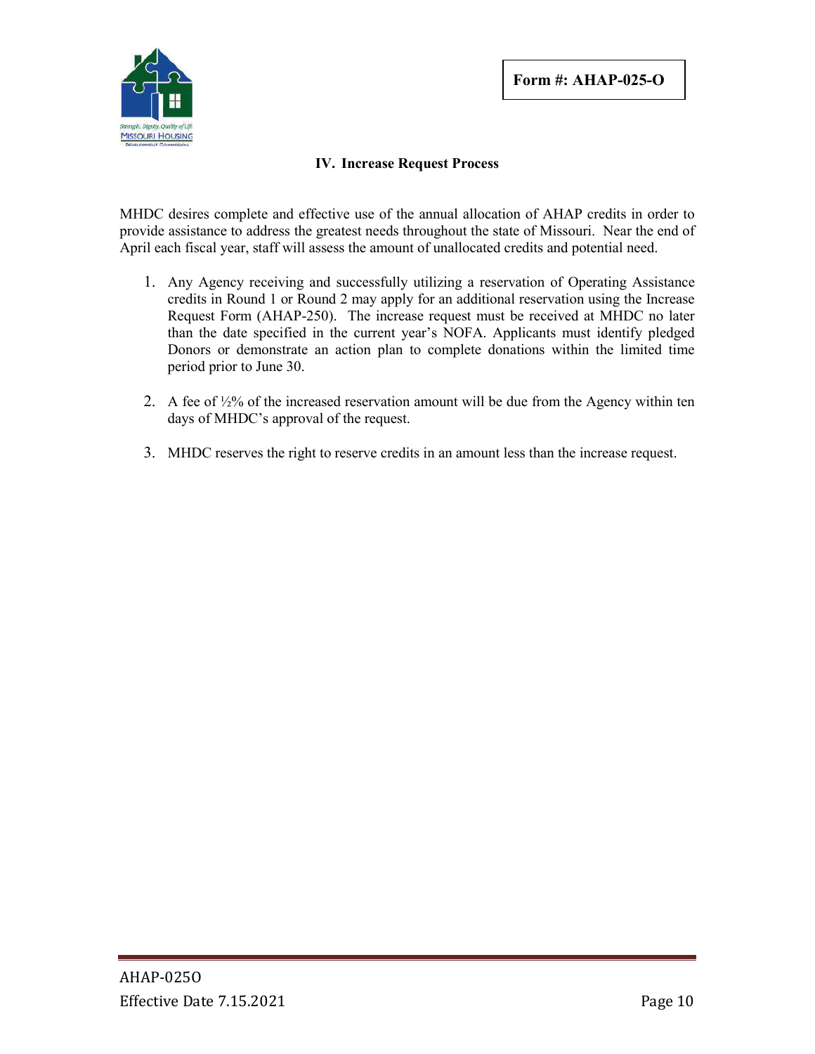**Form #: AHAP-025-O**

## IV. Increase Request Process

MHDC desires complete and effective use of the annual allocation of AHAP credits in order to provide assistance to address the greatest needs throughout the state of Missouri. Near the end of April each fiscal year, staff will assess the amount of unallocated credits and potential need.

1. Any Agency receiving and successfully utilizing a reservation of Operating Assistance credits in Round 1 or Round 2 may apply for an additional reservation using the Increase Request Form (AHAP-250). The increase request must be received at MHDC no later than the date specified in the current year's NOFA. Applicants must identify pledged Donors or demonstrate an action plan to complete donations within the limited time period prior to June 30.

2. A fee of ½% of the increased reservation amount will be due from the Agency within ten days of MHDC's approval of the request.

3. MHDC reserves the right to reserve credits in an amount less than the increase request.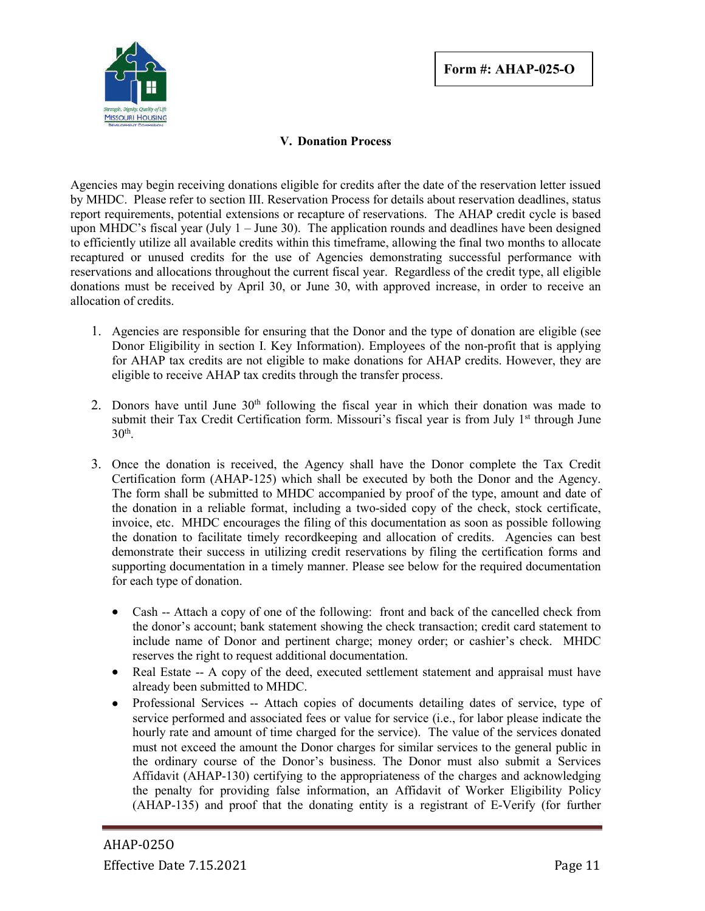**Form #: AHAP-025-O**

## V. Donation Process

Agencies may begin receiving donations eligible for credits after the date of the reservation letter issued by MHDC. Please refer to section III. Reservation Process for details about reservation deadlines, status report requirements, potential extensions or recapture of reservations. The AHAP credit cycle is based upon MHDC's fiscal year (July 1 – June 30). The application rounds and deadlines have been designed to efficiently utilize all available credits within this timeframe, allowing the final two months to allocate recaptured or unused credits for the use of Agencies demonstrating successful performance with reservations and allocations throughout the current fiscal year. Regardless of the credit type, all eligible donations must be received by April 30, or June 30, with approved increase, in order to receive an allocation of credits.

1. Agencies are responsible for ensuring that the Donor and the type of donation are eligible (see Donor Eligibility in section I. Key Information). Employees of the non-profit that is applying for AHAP tax credits are not eligible to make donations for AHAP credits. However, they are eligible to receive AHAP tax credits through the transfer process.

2. Donors have until June 30th following the fiscal year in which their donation was made to submit their Tax Credit Certification form. Missouri's fiscal year is from July 1st through June 30th.

3. Once the donation is received, the Agency shall have the Donor complete the Tax Credit Certification form (AHAP-125) which shall be executed by both the Donor and the Agency. The form shall be submitted to MHDC accompanied by proof of the type, amount and date of the donation in a reliable format, including a two-sided copy of the check, stock certificate, invoice, etc. MHDC encourages the filing of this documentation as soon as possible following the donation to facilitate timely recordkeeping and allocation of credits. Agencies can best demonstrate their success in utilizing credit reservations by filing the certification forms and supporting documentation in a timely manner. Please see below for the required documentation for each type of donation.

   - Cash -- Attach a copy of one of the following: front and back of the cancelled check from the donor's account; bank statement showing the check transaction; credit card statement to include name of Donor and pertinent charge; money order; or cashier's check. MHDC reserves the right to request additional documentation.
   - Real Estate -- A copy of the deed, executed settlement statement and appraisal must have already been submitted to MHDC.
   - Professional Services -- Attach copies of documents detailing dates of service, type of service performed and associated fees or value for service (i.e., for labor please indicate the hourly rate and amount of time charged for the service). The value of the services donated must not exceed the amount the Donor charges for similar services to the general public in the ordinary course of the Donor's business. The Donor must also submit a Services Affidavit (AHAP-130) certifying to the appropriateness of the charges and acknowledging the penalty for providing false information, an Affidavit of Worker Eligibility Policy (AHAP-135) and proof that the donating entity is a registrant of E-Verify (for further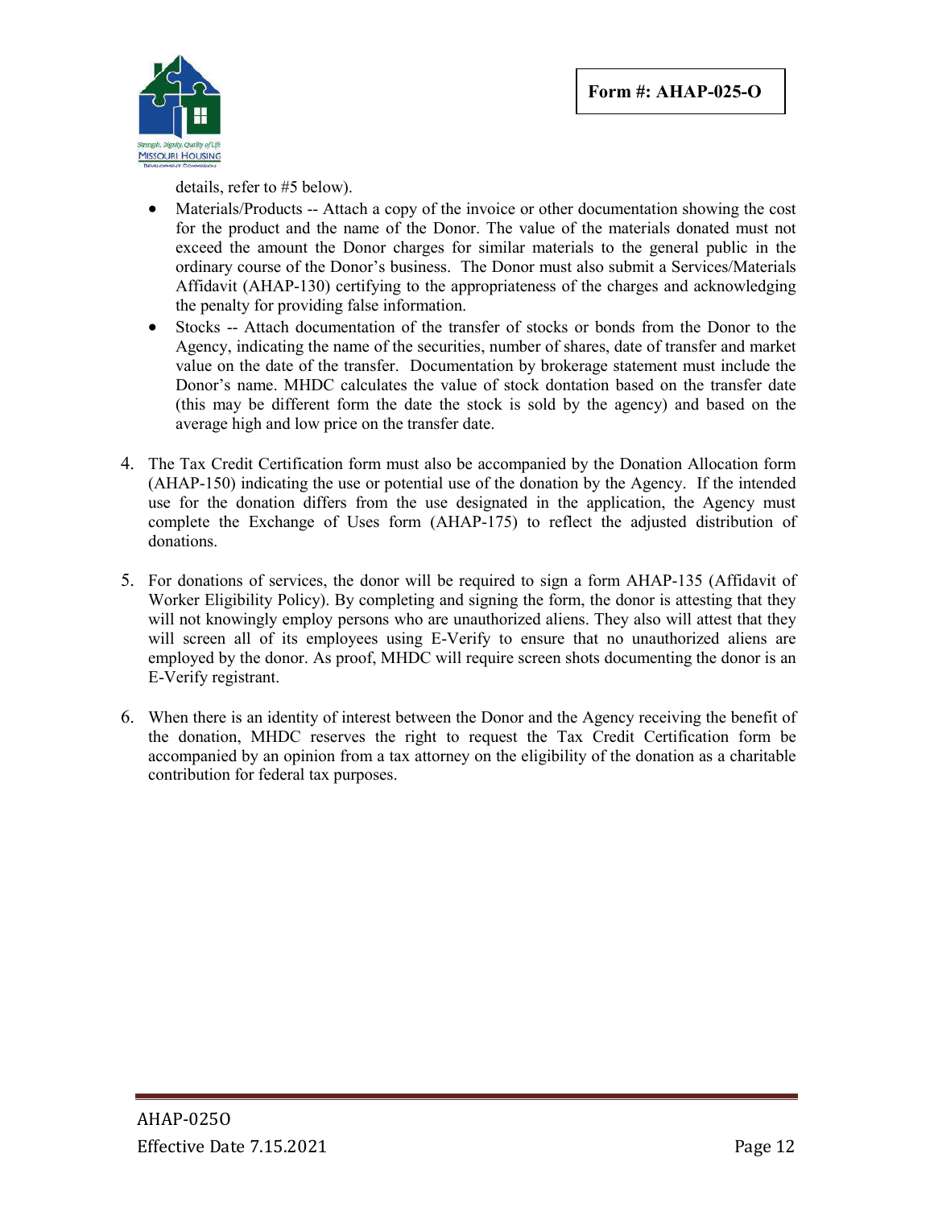details, refer to #5 below).

- Materials/Products -- Attach a copy of the invoice or other documentation showing the cost for the product and the name of the Donor. The value of the materials donated must not exceed the amount the Donor charges for similar materials to the general public in the ordinary course of the Donor's business. The Donor must also submit a Services/Materials Affidavit (AHAP-130) certifying to the appropriateness of the charges and acknowledging the penalty for providing false information.
- Stocks -- Attach documentation of the transfer of stocks or bonds from the Donor to the Agency, indicating the name of the securities, number of shares, date of transfer and market value on the date of the transfer. Documentation by brokerage statement must include the Donor's name. MHDC calculates the value of stock dontation based on the transfer date (this may be different form the date the stock is sold by the agency) and based on the average high and low price on the transfer date.

4. The Tax Credit Certification form must also be accompanied by the Donation Allocation form (AHAP-150) indicating the use or potential use of the donation by the Agency. If the intended use for the donation differs from the use designated in the application, the Agency must complete the Exchange of Uses form (AHAP-175) to reflect the adjusted distribution of donations.

5. For donations of services, the donor will be required to sign a form AHAP-135 (Affidavit of Worker Eligibility Policy). By completing and signing the form, the donor is attesting that they will not knowingly employ persons who are unauthorized aliens. They also will attest that they will screen all of its employees using E-Verify to ensure that no unauthorized aliens are employed by the donor. As proof, MHDC will require screen shots documenting the donor is an E-Verify registrant.

6. When there is an identity of interest between the Donor and the Agency receiving the benefit of the donation, MHDC reserves the right to request the Tax Credit Certification form be accompanied by an opinion from a tax attorney on the eligibility of the donation as a charitable contribution for federal tax purposes.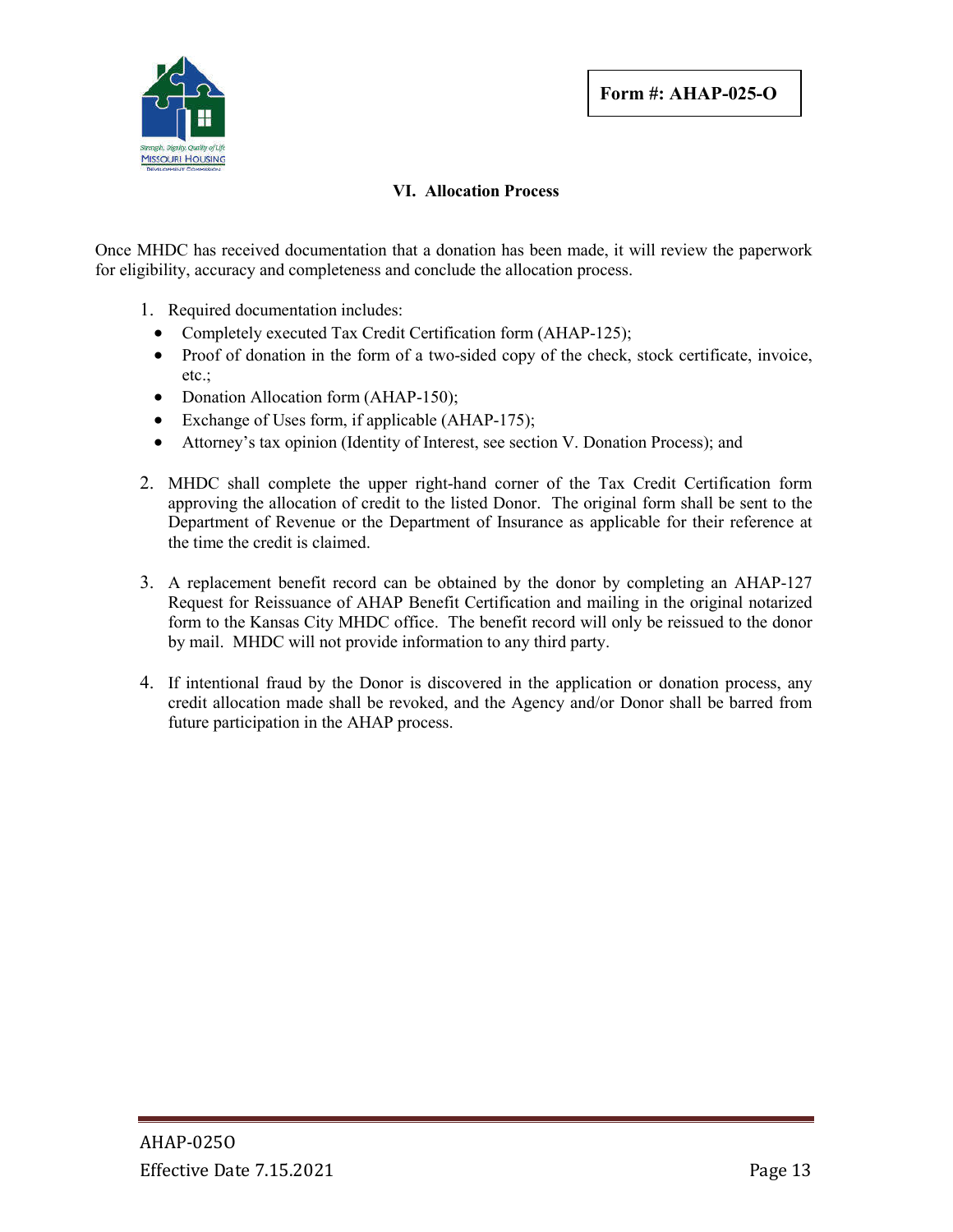Form #: AHAP-025-O

### VI. Allocation Process

Once MHDC has received documentation that a donation has been made, it will review the paperwork for eligibility, accuracy and completeness and conclude the allocation process.

1. Required documentation includes:
   - Completely executed Tax Credit Certification form (AHAP-125);
   - Proof of donation in the form of a two-sided copy of the check, stock certificate, invoice, etc.;
   - Donation Allocation form (AHAP-150);
   - Exchange of Uses form, if applicable (AHAP-175);
   - Attorney's tax opinion (Identity of Interest, see section V. Donation Process); and

2. MHDC shall complete the upper right-hand corner of the Tax Credit Certification form approving the allocation of credit to the listed Donor. The original form shall be sent to the Department of Revenue or the Department of Insurance as applicable for their reference at the time the credit is claimed.

3. A replacement benefit record can be obtained by the donor by completing an AHAP-127 Request for Reissuance of AHAP Benefit Certification and mailing in the original notarized form to the Kansas City MHDC office. The benefit record will only be reissued to the donor by mail. MHDC will not provide information to any third party.

4. If intentional fraud by the Donor is discovered in the application or donation process, any credit allocation made shall be revoked, and the Agency and/or Donor shall be barred from future participation in the AHAP process.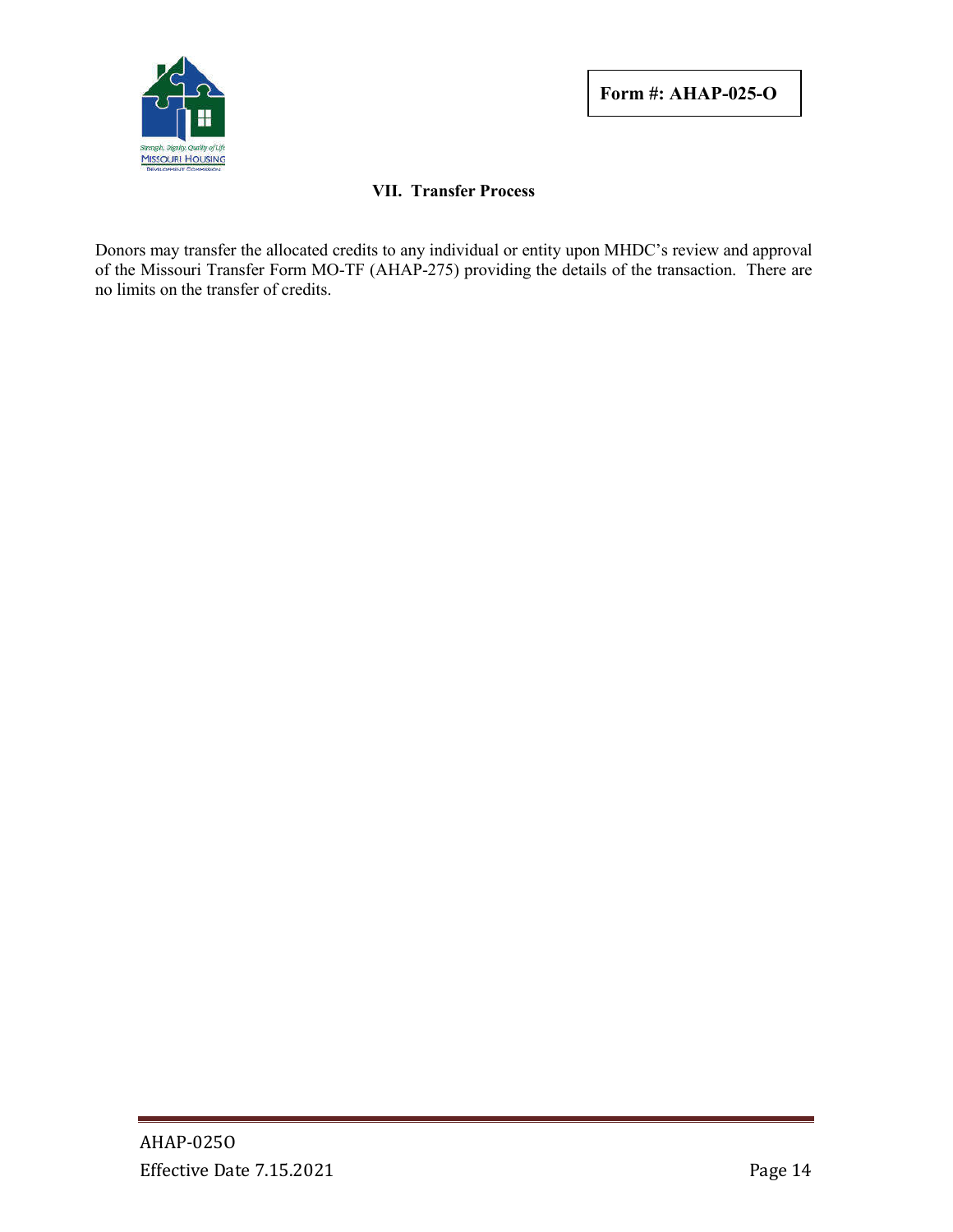## VII. Transfer Process

Donors may transfer the allocated credits to any individual or entity upon MHDC's review and approval of the Missouri Transfer Form MO-TF (AHAP-275) providing the details of the transaction. There are no limits on the transfer of credits.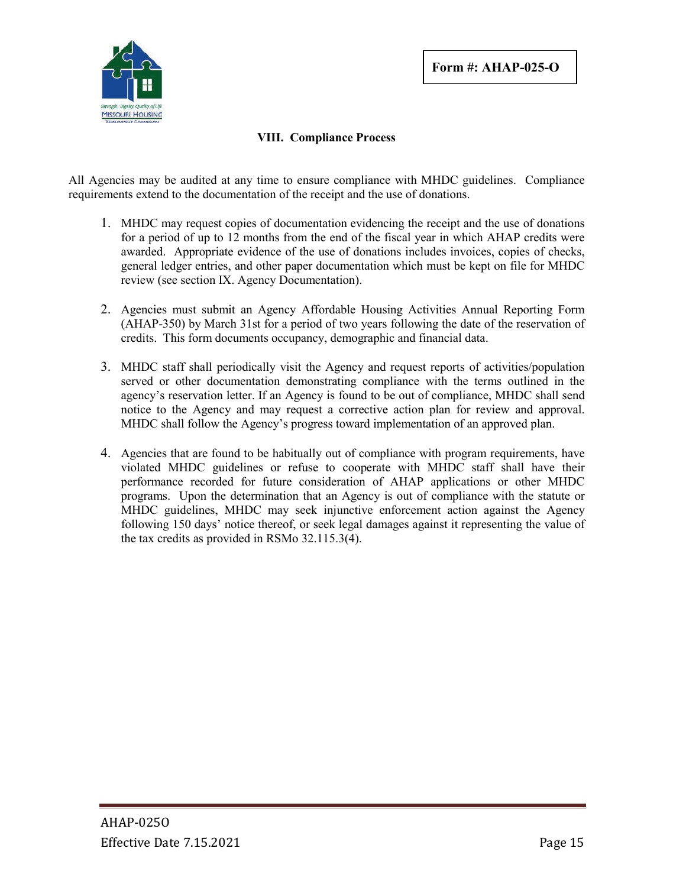Form #: AHAP-025-O

## VIII. Compliance Process

All Agencies may be audited at any time to ensure compliance with MHDC guidelines. Compliance requirements extend to the documentation of the receipt and the use of donations.

1. MHDC may request copies of documentation evidencing the receipt and the use of donations for a period of up to 12 months from the end of the fiscal year in which AHAP credits were awarded. Appropriate evidence of the use of donations includes invoices, copies of checks, general ledger entries, and other paper documentation which must be kept on file for MHDC review (see section IX. Agency Documentation).

2. Agencies must submit an Agency Affordable Housing Activities Annual Reporting Form (AHAP-350) by March 31st for a period of two years following the date of the reservation of credits. This form documents occupancy, demographic and financial data.

3. MHDC staff shall periodically visit the Agency and request reports of activities/population served or other documentation demonstrating compliance with the terms outlined in the agency's reservation letter. If an Agency is found to be out of compliance, MHDC shall send notice to the Agency and may request a corrective action plan for review and approval. MHDC shall follow the Agency's progress toward implementation of an approved plan.

4. Agencies that are found to be habitually out of compliance with program requirements, have violated MHDC guidelines or refuse to cooperate with MHDC staff shall have their performance recorded for future consideration of AHAP applications or other MHDC programs. Upon the determination that an Agency is out of compliance with the statute or MHDC guidelines, MHDC may seek injunctive enforcement action against the Agency following 150 days' notice thereof, or seek legal damages against it representing the value of the tax credits as provided in RSMo 32.115.3(4).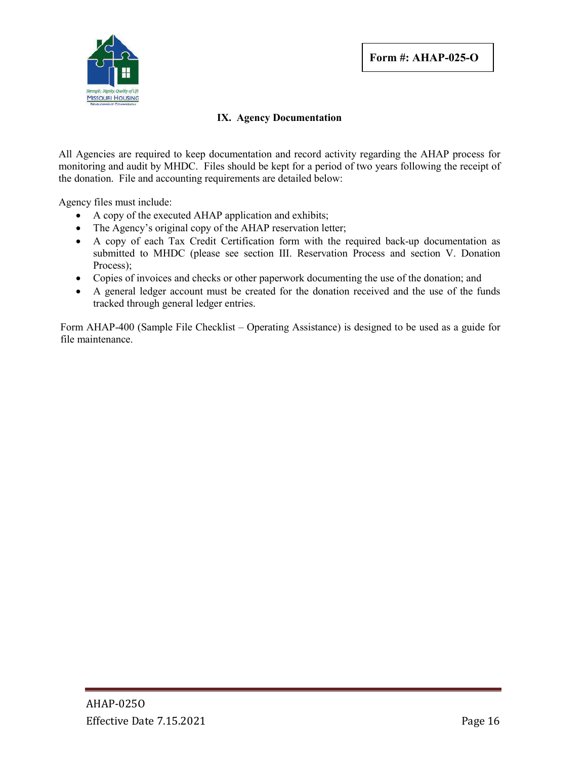**Form #: AHAP-025-O**

## IX. Agency Documentation

All Agencies are required to keep documentation and record activity regarding the AHAP process for monitoring and audit by MHDC. Files should be kept for a period of two years following the receipt of the donation. File and accounting requirements are detailed below:

Agency files must include:

- A copy of the executed AHAP application and exhibits;
- The Agency's original copy of the AHAP reservation letter;
- A copy of each Tax Credit Certification form with the required back-up documentation as submitted to MHDC (please see section III. Reservation Process and section V. Donation Process);
- Copies of invoices and checks or other paperwork documenting the use of the donation; and
- A general ledger account must be created for the donation received and the use of the funds tracked through general ledger entries.

Form AHAP-400 (Sample File Checklist – Operating Assistance) is designed to be used as a guide for file maintenance.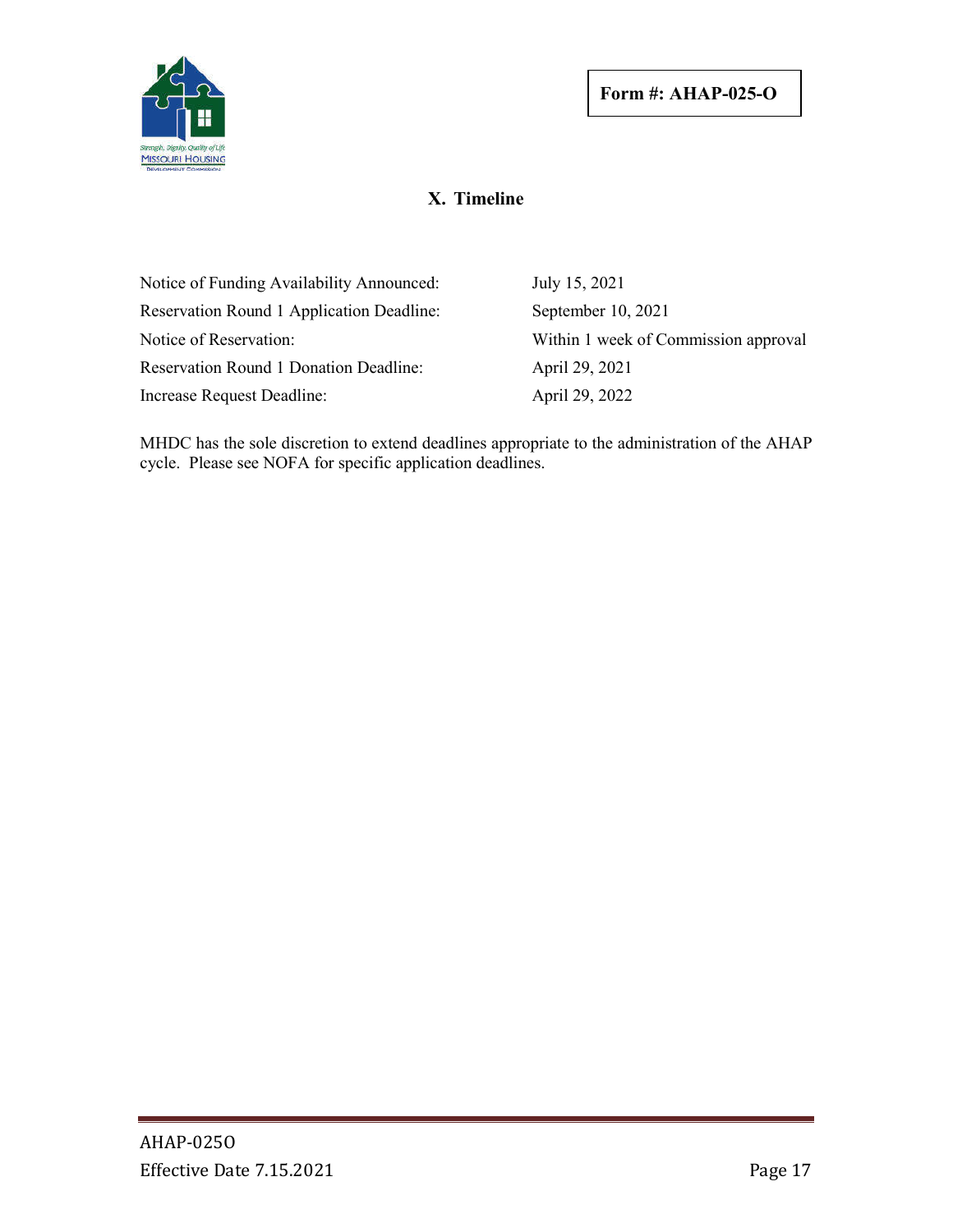Form #: AHAP-025-O

## X. Timeline

| | |
|---|---|
| Notice of Funding Availability Announced: | July 15, 2021 |
| Reservation Round 1 Application Deadline: | September 10, 2021 |
| Notice of Reservation: | Within 1 week of Commission approval |
| Reservation Round 1 Donation Deadline: | April 29, 2021 |
| Increase Request Deadline: | April 29, 2022 |

MHDC has the sole discretion to extend deadlines appropriate to the administration of the AHAP cycle. Please see NOFA for specific application deadlines.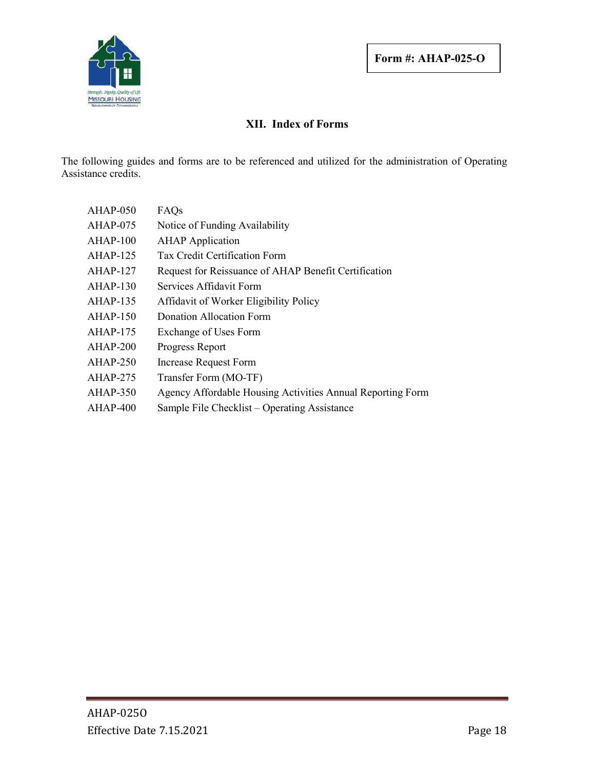**Form #: AHAP-025-O**

## XII. Index of Forms

The following guides and forms are to be referenced and utilized for the administration of Operating Assistance credits.

| | |
|---|---|
| AHAP-050 | FAQs |
| AHAP-075 | Notice of Funding Availability |
| AHAP-100 | AHAP Application |
| AHAP-125 | Tax Credit Certification Form |
| AHAP-127 | Request for Reissuance of AHAP Benefit Certification |
| AHAP-130 | Services Affidavit Form |
| AHAP-135 | Affidavit of Worker Eligibility Policy |
| AHAP-150 | Donation Allocation Form |
| AHAP-175 | Exchange of Uses Form |
| AHAP-200 | Progress Report |
| AHAP-250 | Increase Request Form |
| AHAP-275 | Transfer Form (MO-TF) |
| AHAP-350 | Agency Affordable Housing Activities Annual Reporting Form |
| AHAP-400 | Sample File Checklist – Operating Assistance |

AHAP-025O
Effective Date 7.15.2021